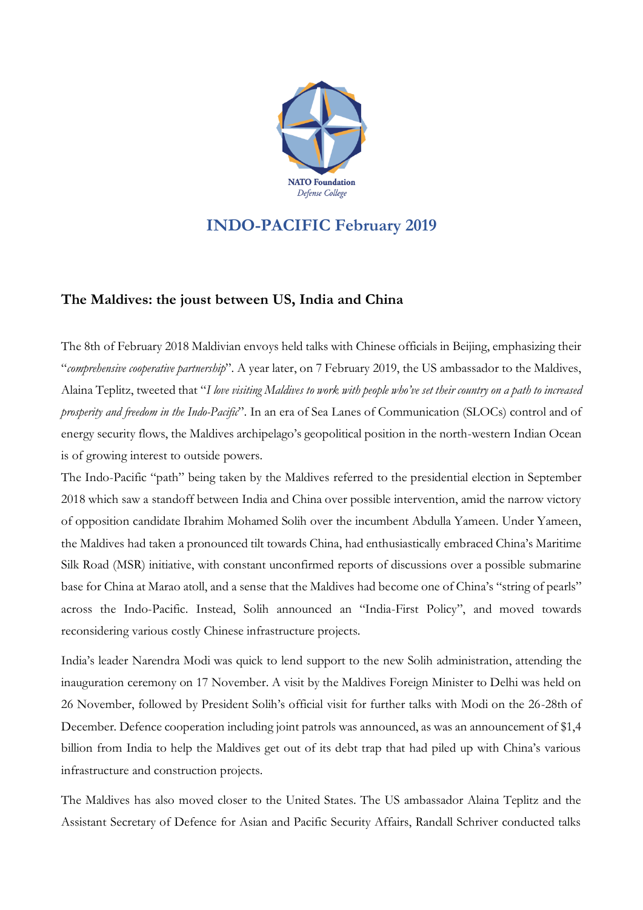NATO Foundation
*Defense College*

## INDO-PACIFIC February 2019

### The Maldives: the joust between US, India and China

The 8th of February 2018 Maldivian envoys held talks with Chinese officials in Beijing, emphasizing their "*comprehensive cooperative partnership*". A year later, on 7 February 2019, the US ambassador to the Maldives, Alaina Teplitz, tweeted that "*I love visiting Maldives to work with people who've set their country on a path to increased prosperity and freedom in the Indo-Pacific*". In an era of Sea Lanes of Communication (SLOCs) control and of energy security flows, the Maldives archipelago's geopolitical position in the north-western Indian Ocean is of growing interest to outside powers.

The Indo-Pacific "path" being taken by the Maldives referred to the presidential election in September 2018 which saw a standoff between India and China over possible intervention, amid the narrow victory of opposition candidate Ibrahim Mohamed Solih over the incumbent Abdulla Yameen. Under Yameen, the Maldives had taken a pronounced tilt towards China, had enthusiastically embraced China's Maritime Silk Road (MSR) initiative, with constant unconfirmed reports of discussions over a possible submarine base for China at Marao atoll, and a sense that the Maldives had become one of China's "string of pearls" across the Indo-Pacific. Instead, Solih announced an "India-First Policy", and moved towards reconsidering various costly Chinese infrastructure projects.

India's leader Narendra Modi was quick to lend support to the new Solih administration, attending the inauguration ceremony on 17 November. A visit by the Maldives Foreign Minister to Delhi was held on 26 November, followed by President Solih's official visit for further talks with Modi on the 26-28th of December. Defence cooperation including joint patrols was announced, as was an announcement of $1,4 billion from India to help the Maldives get out of its debt trap that had piled up with China's various infrastructure and construction projects.

The Maldives has also moved closer to the United States. The US ambassador Alaina Teplitz and the Assistant Secretary of Defence for Asian and Pacific Security Affairs, Randall Schriver conducted talks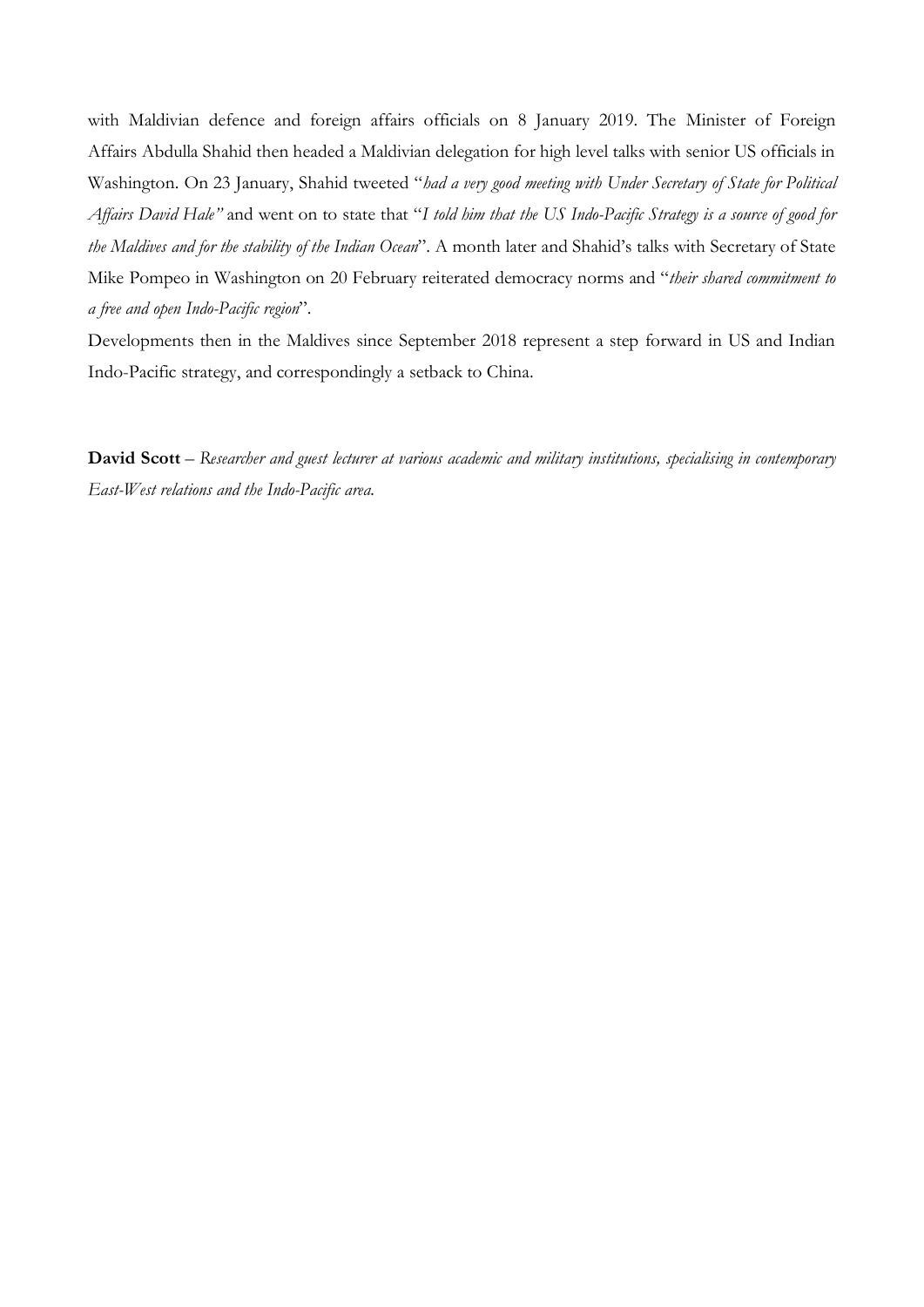with Maldivian defence and foreign affairs officials on 8 January 2019. The Minister of Foreign Affairs Abdulla Shahid then headed a Maldivian delegation for high level talks with senior US officials in Washington. On 23 January, Shahid tweeted "*had a very good meeting with Under Secretary of State for Political Affairs David Hale"* and went on to state that "*I told him that the US Indo-Pacific Strategy is a source of good for the Maldives and for the stability of the Indian Ocean*". A month later and Shahid's talks with Secretary of State Mike Pompeo in Washington on 20 February reiterated democracy norms and "*their shared commitment to a free and open Indo-Pacific region*".

Developments then in the Maldives since September 2018 represent a step forward in US and Indian Indo-Pacific strategy, and correspondingly a setback to China.

**David Scott** – *Researcher and guest lecturer at various academic and military institutions, specialising in contemporary East-West relations and the Indo-Pacific area.*